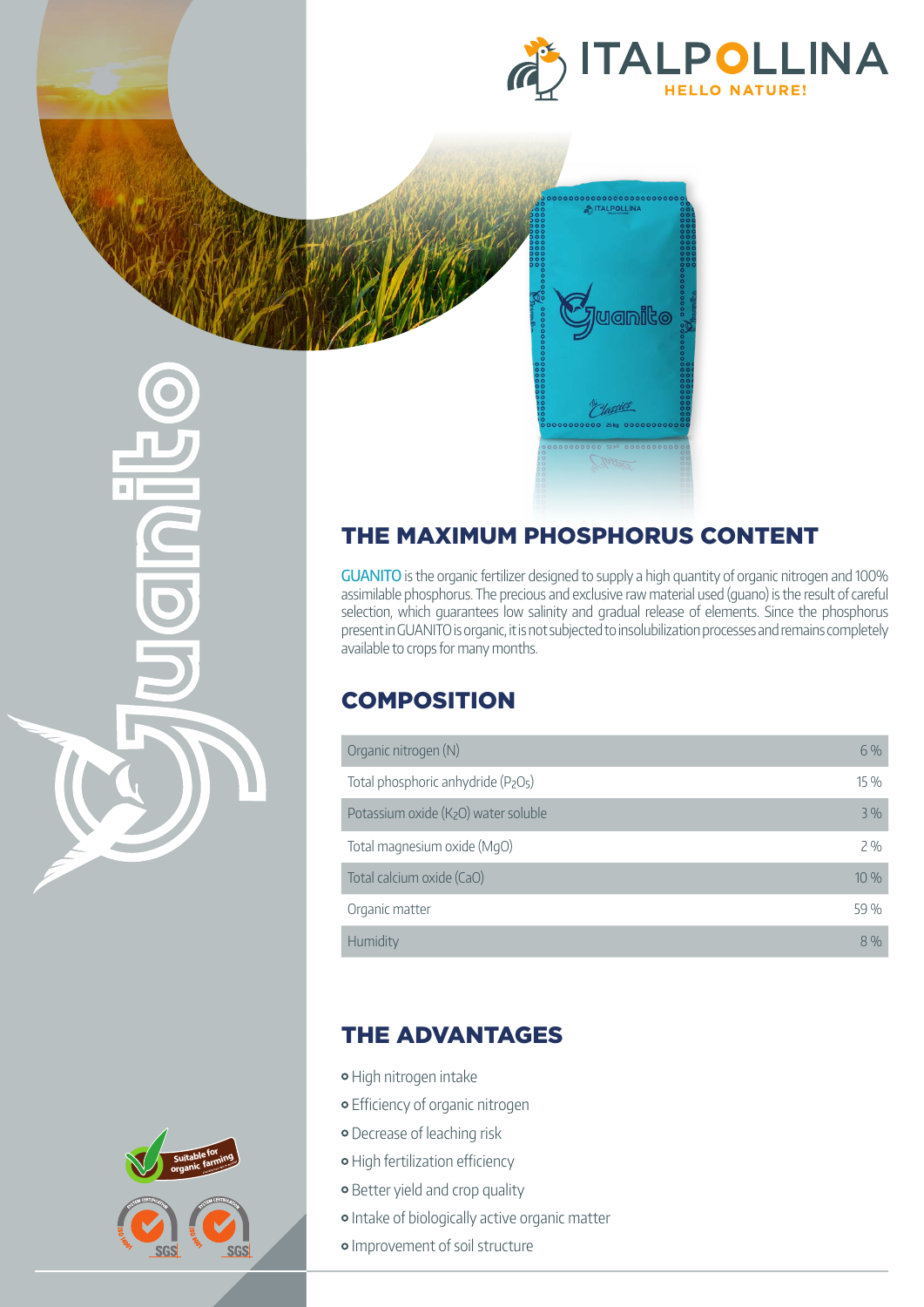ITALPOLLINA

HELLO NATURE!

## THE MAXIMUM PHOSPHORUS CONTENT

GUANITO is the organic fertilizer designed to supply a high quantity of organic nitrogen and 100% assimilable phosphorus. The precious and exclusive raw material used (guano) is the result of careful selection, which guarantees low salinity and gradual release of elements. Since the phosphorus present in GUANITO is organic, it is not subjected to insolubilization processes and remains completely available to crops for many months.

## COMPOSITION

| | |
|---|---|
| Organic nitrogen (N) | 6 % |
| Total phosphoric anhydride ($P_2O_5$) | 15 % |
| Potassium oxide ($K_2O$) water soluble | 3 % |
| Total magnesium oxide (MgO) | 2 % |
| Total calcium oxide (CaO) | 10 % |
| Organic matter | 59 % |
| Humidity | 8 % |

## THE ADVANTAGES

- High nitrogen intake
- Efficiency of organic nitrogen
- Decrease of leaching risk
- High fertilization efficiency
- Better yield and crop quality
- Intake of biologically active organic matter
- Improvement of soil structure

Suitable for organic farming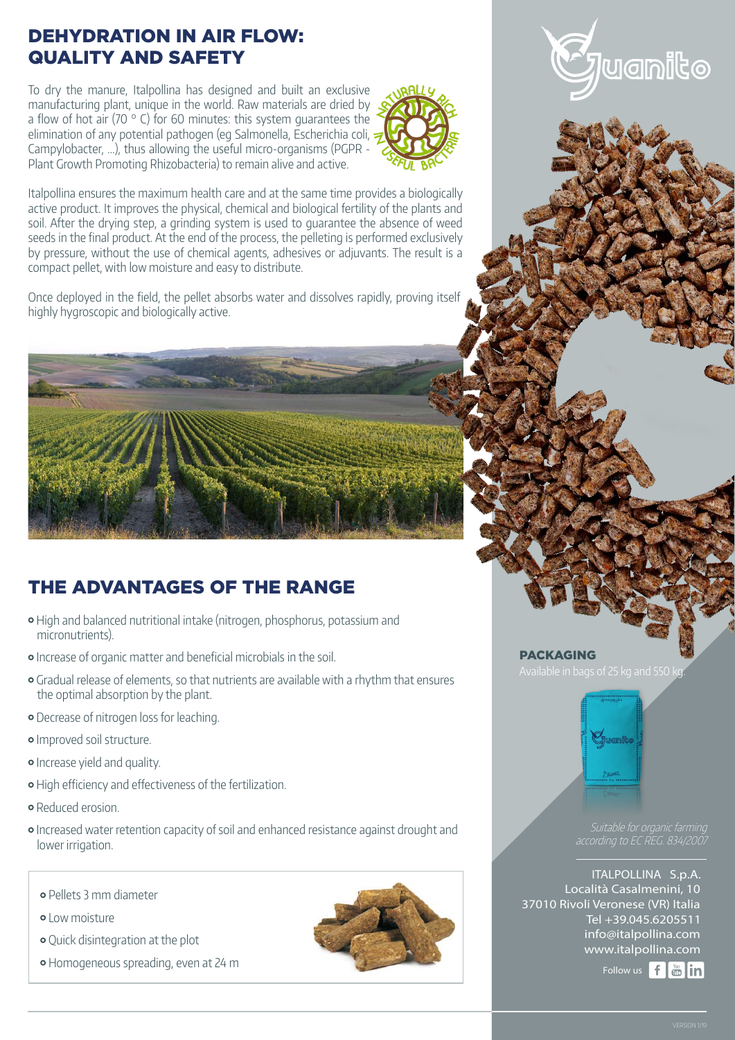## DEHYDRATION IN AIR FLOW: QUALITY AND SAFETY

To dry the manure, Italpollina has designed and built an exclusive manufacturing plant, unique in the world. Raw materials are dried by a flow of hot air (70 ° C) for 60 minutes: this system guarantees the elimination of any potential pathogen (eg Salmonella, Escherichia coli, Campylobacter, ...), thus allowing the useful micro-organisms (PGPR - Plant Growth Promoting Rhizobacteria) to remain alive and active.

NATURALLY RICH USEFUL BACTERIA

Italpollina ensures the maximum health care and at the same time provides a biologically active product. It improves the physical, chemical and biological fertility of the plants and soil. After the drying step, a grinding system is used to guarantee the absence of weed seeds in the final product. At the end of the process, the pelleting is performed exclusively by pressure, without the use of chemical agents, adhesives or adjuvants. The result is a compact pellet, with low moisture and easy to distribute.

Once deployed in the field, the pellet absorbs water and dissolves rapidly, proving itself highly hygroscopic and biologically active.

## THE ADVANTAGES OF THE RANGE

- High and balanced nutritional intake (nitrogen, phosphorus, potassium and micronutrients).
- Increase of organic matter and beneficial microbials in the soil.
- Gradual release of elements, so that nutrients are available with a rhythm that ensures the optimal absorption by the plant.
- Decrease of nitrogen loss for leaching.
- Improved soil structure.
- Increase yield and quality.
- High efficiency and effectiveness of the fertilization.
- Reduced erosion.
- Increased water retention capacity of soil and enhanced resistance against drought and lower irrigation.

- Pellets 3 mm diameter
- Low moisture
- Quick disintegration at the plot
- Homogeneous spreading, even at 24 m

Guanito

### PACKAGING

Available in bags of 25 kg and 550 kg.

*Suitable for organic farming according to EC REG. 834/2007*

ITALPOLLINA S.p.A.
Località Casalmenini, 10
37010 Rivoli Veronese (VR) Italia
Tel +39.045.6205511
info@italpollina.com
www.italpollina.com

Follow us

VERSION 1/19